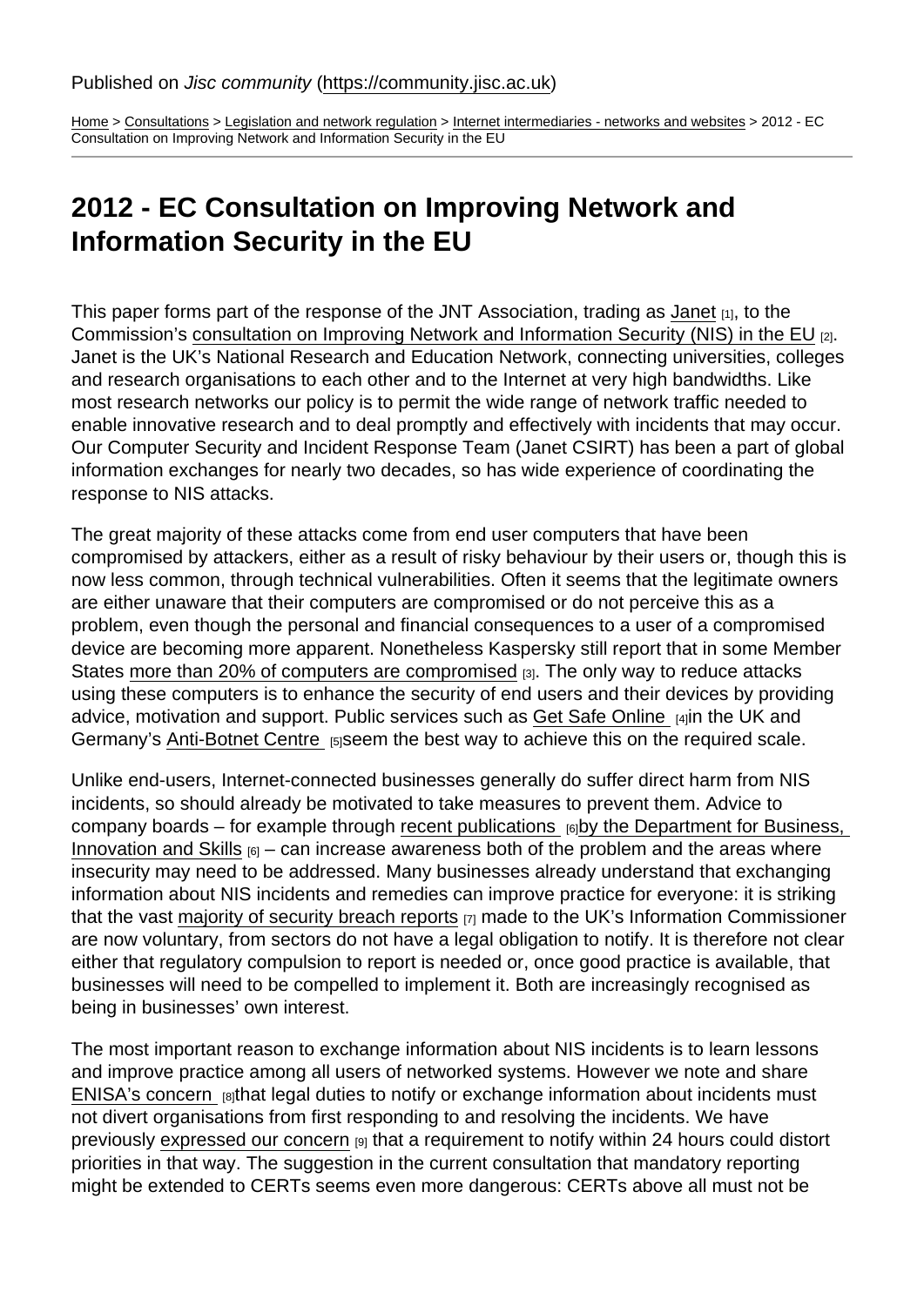Published on *Jisc community* (https://community.jisc.ac.uk)

Home > Consultations > Legislation and network regulation > Internet intermediaries - networks and websites > 2012 - EC Consultation on Improving Network and Information Security in the EU

# 2012 - EC Consultation on Improving Network and Information Security in the EU

This paper forms part of the response of the JNT Association, trading as Janet [1], to the Commission's consultation on Improving Network and Information Security (NIS) in the EU [2]. Janet is the UK's National Research and Education Network, connecting universities, colleges and research organisations to each other and to the Internet at very high bandwidths. Like most research networks our policy is to permit the wide range of network traffic needed to enable innovative research and to deal promptly and effectively with incidents that may occur. Our Computer Security and Incident Response Team (Janet CSIRT) has been a part of global information exchanges for nearly two decades, so has wide experience of coordinating the response to NIS attacks.

The great majority of these attacks come from end user computers that have been compromised by attackers, either as a result of risky behaviour by their users or, though this is now less common, through technical vulnerabilities. Often it seems that the legitimate owners are either unaware that their computers are compromised or do not perceive this as a problem, even though the personal and financial consequences to a user of a compromised device are becoming more apparent. Nonetheless Kaspersky still report that in some Member States more than 20% of computers are compromised [3]. The only way to reduce attacks using these computers is to enhance the security of end users and their devices by providing advice, motivation and support. Public services such as Get Safe Online [4] in the UK and Germany's Anti-Botnet Centre [5] seem the best way to achieve this on the required scale.

Unlike end-users, Internet-connected businesses generally do suffer direct harm from NIS incidents, so should already be motivated to take measures to prevent them. Advice to company boards – for example through recent publications [6] by the Department for Business, Innovation and Skills [6] – can increase awareness both of the problem and the areas where insecurity may need to be addressed. Many businesses already understand that exchanging information about NIS incidents and remedies can improve practice for everyone: it is striking that the vast majority of security breach reports [7] made to the UK's Information Commissioner are now voluntary, from sectors do not have a legal obligation to notify. It is therefore not clear either that regulatory compulsion to report is needed or, once good practice is available, that businesses will need to be compelled to implement it. Both are increasingly recognised as being in businesses' own interest.

The most important reason to exchange information about NIS incidents is to learn lessons and improve practice among all users of networked systems. However we note and share ENISA's concern [8] that legal duties to notify or exchange information about incidents must not divert organisations from first responding to and resolving the incidents. We have previously expressed our concern [9] that a requirement to notify within 24 hours could distort priorities in that way. The suggestion in the current consultation that mandatory reporting might be extended to CERTs seems even more dangerous: CERTs above all must not be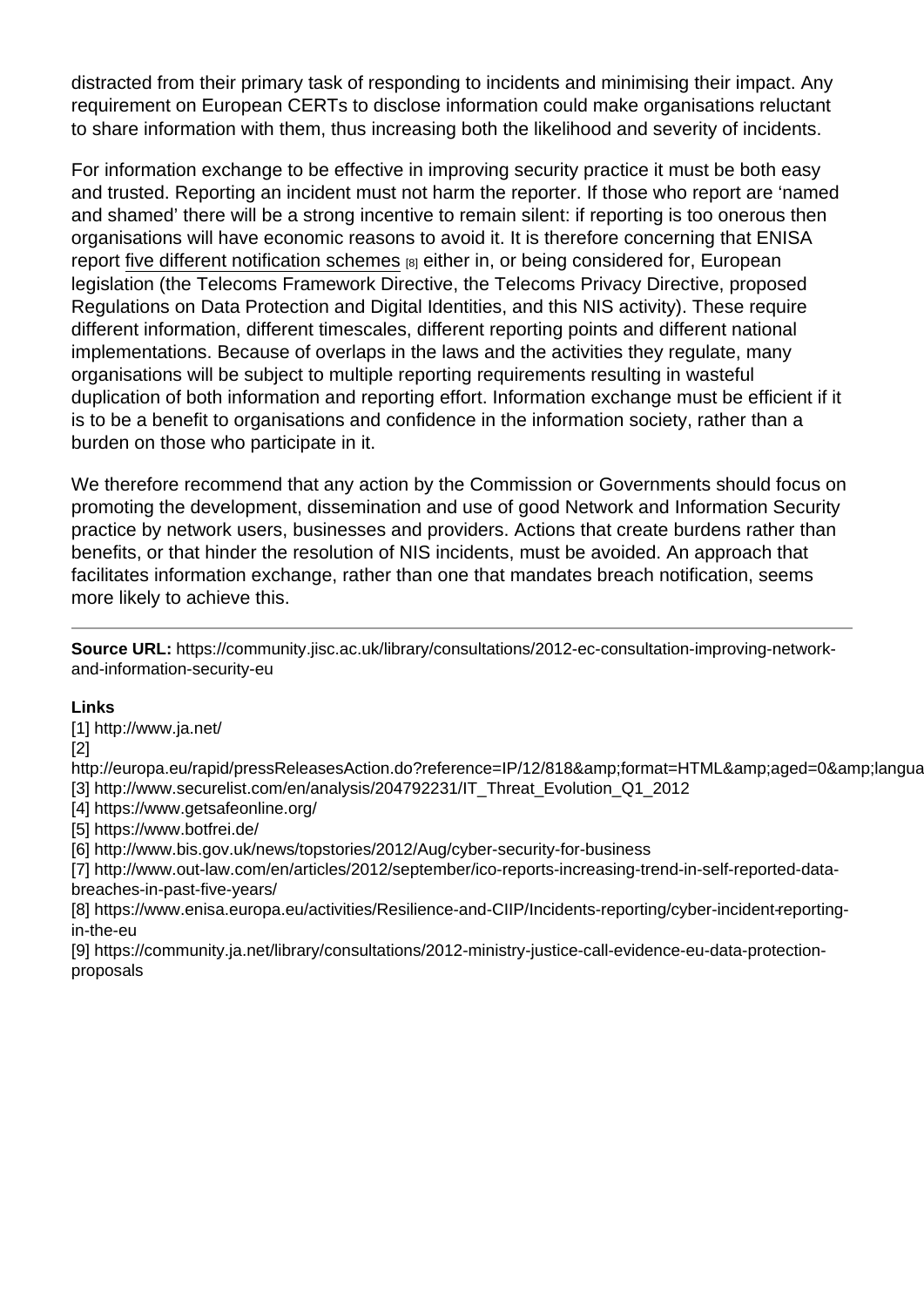distracted from their primary task of responding to incidents and minimising their impact. Any requirement on European CERTs to disclose information could make organisations reluctant to share information with them, thus increasing both the likelihood and severity of incidents.

For information exchange to be effective in improving security practice it must be both easy and trusted. Reporting an incident must not harm the reporter. If those who report are 'named and shamed' there will be a strong incentive to remain silent: if reporting is too onerous then organisations will have economic reasons to avoid it. It is therefore concerning that ENISA report five different notification schemes [8] either in, or being considered for, European legislation (the Telecoms Framework Directive, the Telecoms Privacy Directive, proposed Regulations on Data Protection and Digital Identities, and this NIS activity). These require different information, different timescales, different reporting points and different national implementations. Because of overlaps in the laws and the activities they regulate, many organisations will be subject to multiple reporting requirements resulting in wasteful duplication of both information and reporting effort. Information exchange must be efficient if it is to be a benefit to organisations and confidence in the information society, rather than a burden on those who participate in it.

We therefore recommend that any action by the Commission or Governments should focus on promoting the development, dissemination and use of good Network and Information Security practice by network users, businesses and providers. Actions that create burdens rather than benefits, or that hinder the resolution of NIS incidents, must be avoided. An approach that facilitates information exchange, rather than one that mandates breach notification, seems more likely to achieve this.

---

**Source URL:** https://community.jisc.ac.uk/library/consultations/2012-ec-consultation-improving-network-and-information-security-eu

**Links**

[1] http://www.ja.net/
[2] http://europa.eu/rapid/pressReleasesAction.do?reference=IP/12/818&amp;format=HTML&amp;aged=0&amp;langua
[3] http://www.securelist.com/en/analysis/204792231/IT_Threat_Evolution_Q1_2012
[4] https://www.getsafeonline.org/
[5] https://www.botfrei.de/
[6] http://www.bis.gov.uk/news/topstories/2012/Aug/cyber-security-for-business
[7] http://www.out-law.com/en/articles/2012/september/ico-reports-increasing-trend-in-self-reported-data-breaches-in-past-five-years/
[8] https://www.enisa.europa.eu/activities/Resilience-and-CIIP/Incidents-reporting/cyber-incident-reporting-in-the-eu
[9] https://community.ja.net/library/consultations/2012-ministry-justice-call-evidence-eu-data-protection-proposals